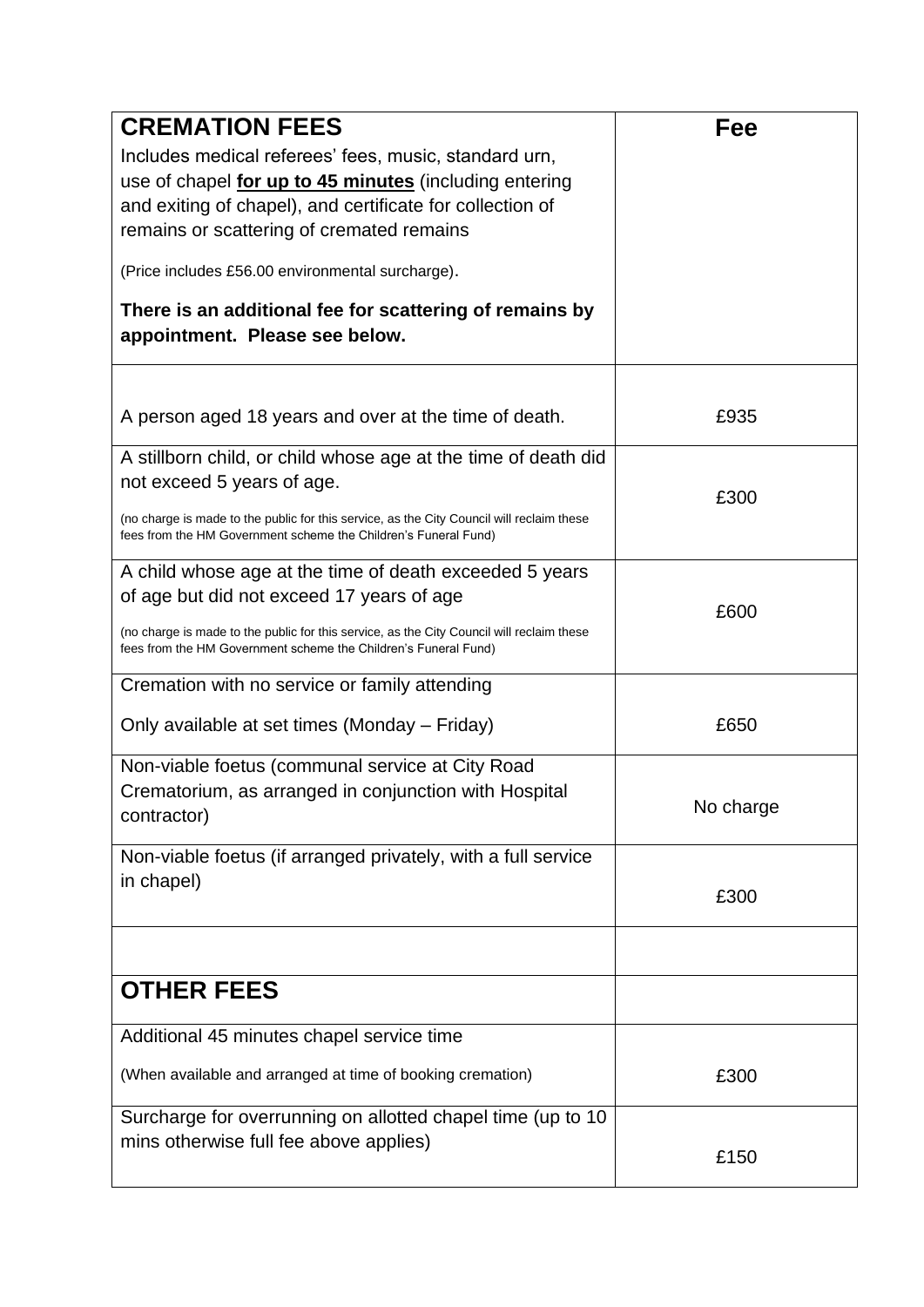| **CREMATION FEES**<br>Includes medical referees' fees, music, standard urn, use of chapel **<u>for up to 45 minutes</u>** (including entering and exiting of chapel), and certificate for collection of remains or scattering of cremated remains<br>(Price includes £56.00 environmental surcharge).<br>**There is an additional fee for scattering of remains by appointment. Please see below.** | **Fee** |
|---|---|
| A person aged 18 years and over at the time of death. | £935 |
| A stillborn child, or child whose age at the time of death did not exceed 5 years of age.<br>(no charge is made to the public for this service, as the City Council will reclaim these fees from the HM Government scheme the Children's Funeral Fund) | £300 |
| A child whose age at the time of death exceeded 5 years of age but did not exceed 17 years of age<br>(no charge is made to the public for this service, as the City Council will reclaim these fees from the HM Government scheme the Children's Funeral Fund) | £600 |
| Cremation with no service or family attending<br>Only available at set times (Monday – Friday) | £650 |
| Non-viable foetus (communal service at City Road Crematorium, as arranged in conjunction with Hospital contractor) | No charge |
| Non-viable foetus (if arranged privately, with a full service in chapel) | £300 |
| | |
| **OTHER FEES** | |
| Additional 45 minutes chapel service time<br>(When available and arranged at time of booking cremation) | £300 |
| Surcharge for overrunning on allotted chapel time (up to 10 mins otherwise full fee above applies) | £150 |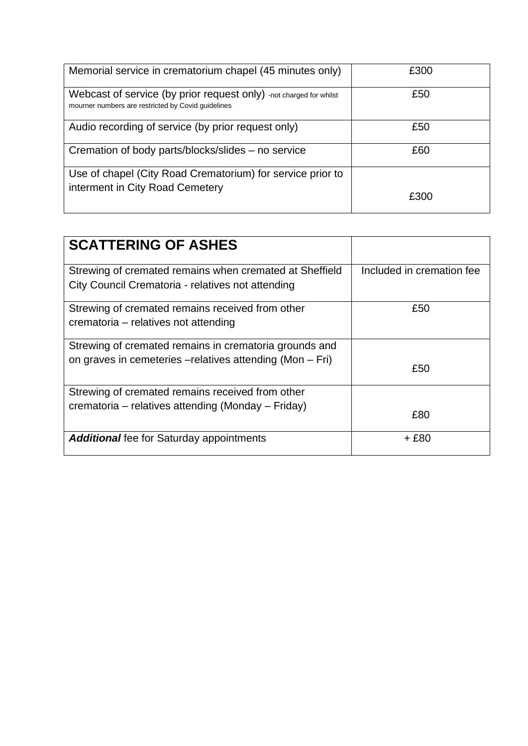| | |
|---|---|
| Memorial service in crematorium chapel (45 minutes only) | £300 |
| Webcast of service (by prior request only) -not charged for whilst mourner numbers are restricted by Covid guidelines | £50 |
| Audio recording of service (by prior request only) | £50 |
| Cremation of body parts/blocks/slides – no service | £60 |
| Use of chapel (City Road Crematorium) for service prior to interment in City Road Cemetery | £300 |

| **SCATTERING OF ASHES** | |
|---|---|
| Strewing of cremated remains when cremated at Sheffield City Council Crematoria - relatives not attending | Included in cremation fee |
| Strewing of cremated remains received from other crematoria – relatives not attending | £50 |
| Strewing of cremated remains in crematoria grounds and on graves in cemeteries –relatives attending (Mon – Fri) | £50 |
| Strewing of cremated remains received from other crematoria – relatives attending (Monday – Friday) | £80 |
| ***Additional*** fee for Saturday appointments | + £80 |